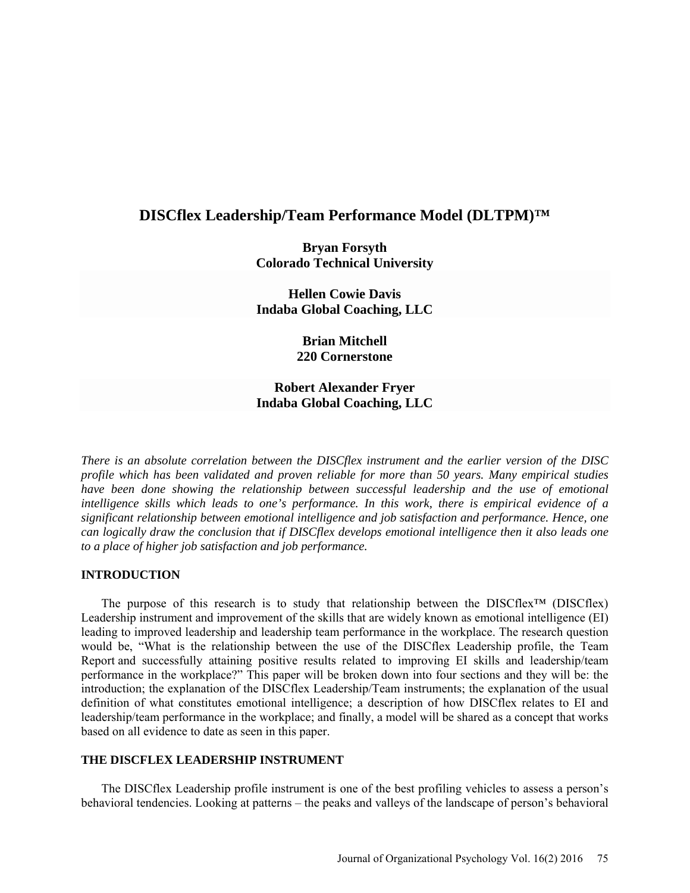# DISCflex Leadership/Team Performance Model (DLTPM)™

**Bryan Forsyth**
**Colorado Technical University**

**Hellen Cowie Davis**
**Indaba Global Coaching, LLC**

**Brian Mitchell**
**220 Cornerstone**

**Robert Alexander Fryer**
**Indaba Global Coaching, LLC**

*There is an absolute correlation between the DISCflex instrument and the earlier version of the DISC profile which has been validated and proven reliable for more than 50 years. Many empirical studies have been done showing the relationship between successful leadership and the use of emotional intelligence skills which leads to one's performance. In this work, there is empirical evidence of a significant relationship between emotional intelligence and job satisfaction and performance. Hence, one can logically draw the conclusion that if DISCflex develops emotional intelligence then it also leads one to a place of higher job satisfaction and job performance.*

## INTRODUCTION

The purpose of this research is to study that relationship between the DISCflex™ (DISCflex) Leadership instrument and improvement of the skills that are widely known as emotional intelligence (EI) leading to improved leadership and leadership team performance in the workplace. The research question would be, "What is the relationship between the use of the DISCflex Leadership profile, the Team Report and successfully attaining positive results related to improving EI skills and leadership/team performance in the workplace?" This paper will be broken down into four sections and they will be: the introduction; the explanation of the DISCflex Leadership/Team instruments; the explanation of the usual definition of what constitutes emotional intelligence; a description of how DISCflex relates to EI and leadership/team performance in the workplace; and finally, a model will be shared as a concept that works based on all evidence to date as seen in this paper.

## THE DISCFLEX LEADERSHIP INSTRUMENT

The DISCflex Leadership profile instrument is one of the best profiling vehicles to assess a person's behavioral tendencies. Looking at patterns – the peaks and valleys of the landscape of person's behavioral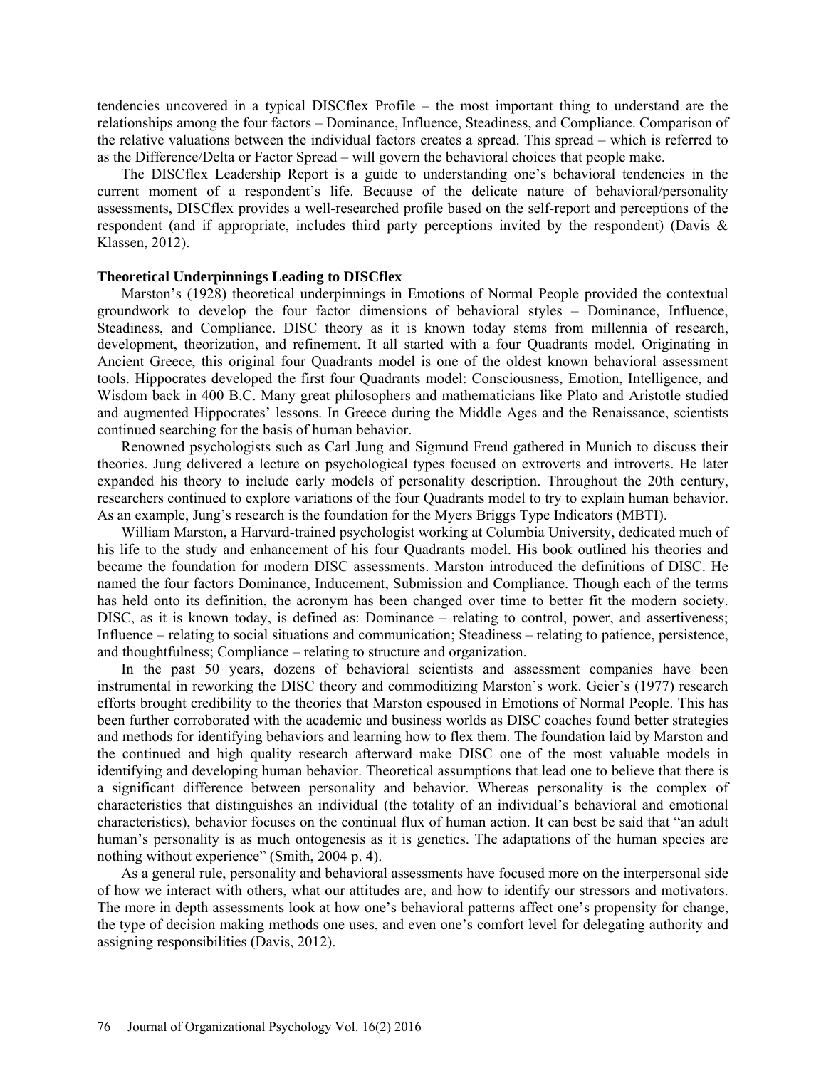tendencies uncovered in a typical DISCflex Profile – the most important thing to understand are the relationships among the four factors – Dominance, Influence, Steadiness, and Compliance. Comparison of the relative valuations between the individual factors creates a spread. This spread – which is referred to as the Difference/Delta or Factor Spread – will govern the behavioral choices that people make.

The DISCflex Leadership Report is a guide to understanding one's behavioral tendencies in the current moment of a respondent's life. Because of the delicate nature of behavioral/personality assessments, DISCflex provides a well-researched profile based on the self-report and perceptions of the respondent (and if appropriate, includes third party perceptions invited by the respondent) (Davis & Klassen, 2012).

**Theoretical Underpinnings Leading to DISCflex**

Marston's (1928) theoretical underpinnings in Emotions of Normal People provided the contextual groundwork to develop the four factor dimensions of behavioral styles – Dominance, Influence, Steadiness, and Compliance. DISC theory as it is known today stems from millennia of research, development, theorization, and refinement. It all started with a four Quadrants model. Originating in Ancient Greece, this original four Quadrants model is one of the oldest known behavioral assessment tools. Hippocrates developed the first four Quadrants model: Consciousness, Emotion, Intelligence, and Wisdom back in 400 B.C. Many great philosophers and mathematicians like Plato and Aristotle studied and augmented Hippocrates' lessons. In Greece during the Middle Ages and the Renaissance, scientists continued searching for the basis of human behavior.

Renowned psychologists such as Carl Jung and Sigmund Freud gathered in Munich to discuss their theories. Jung delivered a lecture on psychological types focused on extroverts and introverts. He later expanded his theory to include early models of personality description. Throughout the 20th century, researchers continued to explore variations of the four Quadrants model to try to explain human behavior. As an example, Jung's research is the foundation for the Myers Briggs Type Indicators (MBTI).

William Marston, a Harvard-trained psychologist working at Columbia University, dedicated much of his life to the study and enhancement of his four Quadrants model. His book outlined his theories and became the foundation for modern DISC assessments. Marston introduced the definitions of DISC. He named the four factors Dominance, Inducement, Submission and Compliance. Though each of the terms has held onto its definition, the acronym has been changed over time to better fit the modern society. DISC, as it is known today, is defined as: Dominance – relating to control, power, and assertiveness; Influence – relating to social situations and communication; Steadiness – relating to patience, persistence, and thoughtfulness; Compliance – relating to structure and organization.

In the past 50 years, dozens of behavioral scientists and assessment companies have been instrumental in reworking the DISC theory and commoditizing Marston's work. Geier's (1977) research efforts brought credibility to the theories that Marston espoused in Emotions of Normal People. This has been further corroborated with the academic and business worlds as DISC coaches found better strategies and methods for identifying behaviors and learning how to flex them. The foundation laid by Marston and the continued and high quality research afterward make DISC one of the most valuable models in identifying and developing human behavior. Theoretical assumptions that lead one to believe that there is a significant difference between personality and behavior. Whereas personality is the complex of characteristics that distinguishes an individual (the totality of an individual's behavioral and emotional characteristics), behavior focuses on the continual flux of human action. It can best be said that "an adult human's personality is as much ontogenesis as it is genetics. The adaptations of the human species are nothing without experience" (Smith, 2004 p. 4).

As a general rule, personality and behavioral assessments have focused more on the interpersonal side of how we interact with others, what our attitudes are, and how to identify our stressors and motivators. The more in depth assessments look at how one's behavioral patterns affect one's propensity for change, the type of decision making methods one uses, and even one's comfort level for delegating authority and assigning responsibilities (Davis, 2012).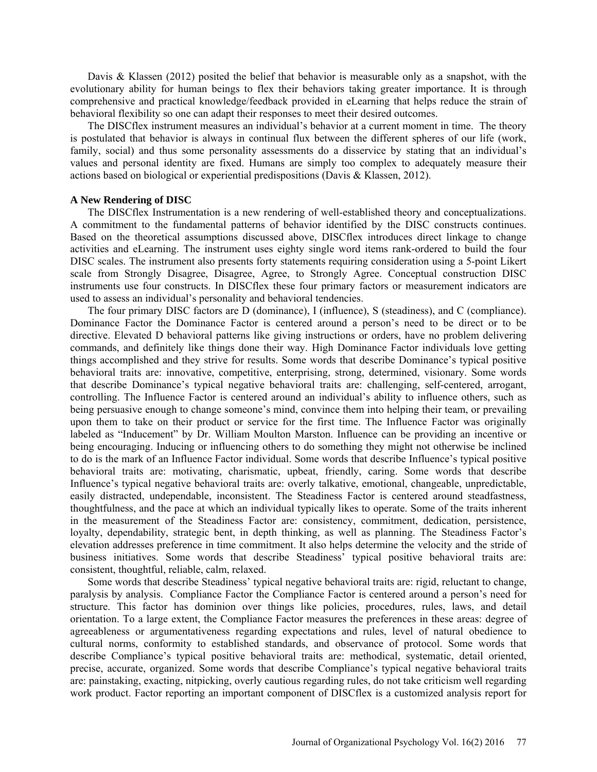Davis & Klassen (2012) posited the belief that behavior is measurable only as a snapshot, with the evolutionary ability for human beings to flex their behaviors taking greater importance. It is through comprehensive and practical knowledge/feedback provided in eLearning that helps reduce the strain of behavioral flexibility so one can adapt their responses to meet their desired outcomes.

The DISCflex instrument measures an individual's behavior at a current moment in time. The theory is postulated that behavior is always in continual flux between the different spheres of our life (work, family, social) and thus some personality assessments do a disservice by stating that an individual's values and personal identity are fixed. Humans are simply too complex to adequately measure their actions based on biological or experiential predispositions (Davis & Klassen, 2012).

**A New Rendering of DISC**

The DISCflex Instrumentation is a new rendering of well-established theory and conceptualizations. A commitment to the fundamental patterns of behavior identified by the DISC constructs continues. Based on the theoretical assumptions discussed above, DISCflex introduces direct linkage to change activities and eLearning. The instrument uses eighty single word items rank-ordered to build the four DISC scales. The instrument also presents forty statements requiring consideration using a 5-point Likert scale from Strongly Disagree, Disagree, Agree, to Strongly Agree. Conceptual construction DISC instruments use four constructs. In DISCflex these four primary factors or measurement indicators are used to assess an individual's personality and behavioral tendencies.

The four primary DISC factors are D (dominance), I (influence), S (steadiness), and C (compliance). Dominance Factor the Dominance Factor is centered around a person's need to be direct or to be directive. Elevated D behavioral patterns like giving instructions or orders, have no problem delivering commands, and definitely like things done their way. High Dominance Factor individuals love getting things accomplished and they strive for results. Some words that describe Dominance's typical positive behavioral traits are: innovative, competitive, enterprising, strong, determined, visionary. Some words that describe Dominance's typical negative behavioral traits are: challenging, self-centered, arrogant, controlling. The Influence Factor is centered around an individual's ability to influence others, such as being persuasive enough to change someone's mind, convince them into helping their team, or prevailing upon them to take on their product or service for the first time. The Influence Factor was originally labeled as "Inducement" by Dr. William Moulton Marston. Influence can be providing an incentive or being encouraging. Inducing or influencing others to do something they might not otherwise be inclined to do is the mark of an Influence Factor individual. Some words that describe Influence's typical positive behavioral traits are: motivating, charismatic, upbeat, friendly, caring. Some words that describe Influence's typical negative behavioral traits are: overly talkative, emotional, changeable, unpredictable, easily distracted, undependable, inconsistent. The Steadiness Factor is centered around steadfastness, thoughtfulness, and the pace at which an individual typically likes to operate. Some of the traits inherent in the measurement of the Steadiness Factor are: consistency, commitment, dedication, persistence, loyalty, dependability, strategic bent, in depth thinking, as well as planning. The Steadiness Factor's elevation addresses preference in time commitment. It also helps determine the velocity and the stride of business initiatives. Some words that describe Steadiness' typical positive behavioral traits are: consistent, thoughtful, reliable, calm, relaxed.

Some words that describe Steadiness' typical negative behavioral traits are: rigid, reluctant to change, paralysis by analysis. Compliance Factor the Compliance Factor is centered around a person's need for structure. This factor has dominion over things like policies, procedures, rules, laws, and detail orientation. To a large extent, the Compliance Factor measures the preferences in these areas: degree of agreeableness or argumentativeness regarding expectations and rules, level of natural obedience to cultural norms, conformity to established standards, and observance of protocol. Some words that describe Compliance's typical positive behavioral traits are: methodical, systematic, detail oriented, precise, accurate, organized. Some words that describe Compliance's typical negative behavioral traits are: painstaking, exacting, nitpicking, overly cautious regarding rules, do not take criticism well regarding work product. Factor reporting an important component of DISCflex is a customized analysis report for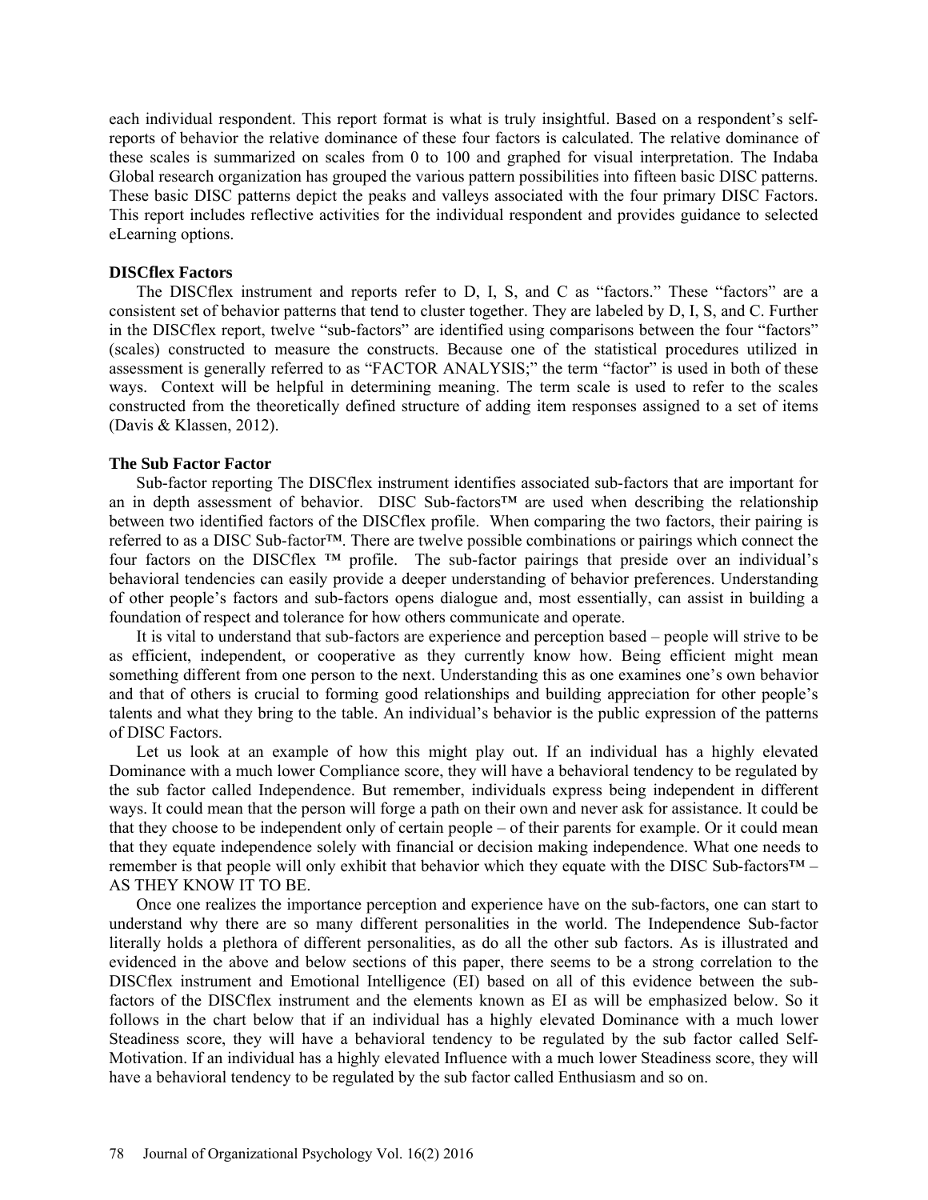each individual respondent. This report format is what is truly insightful. Based on a respondent's self-reports of behavior the relative dominance of these four factors is calculated. The relative dominance of these scales is summarized on scales from 0 to 100 and graphed for visual interpretation. The Indaba Global research organization has grouped the various pattern possibilities into fifteen basic DISC patterns. These basic DISC patterns depict the peaks and valleys associated with the four primary DISC Factors. This report includes reflective activities for the individual respondent and provides guidance to selected eLearning options.

### DISCflex Factors

The DISCflex instrument and reports refer to D, I, S, and C as "factors." These "factors" are a consistent set of behavior patterns that tend to cluster together. They are labeled by D, I, S, and C. Further in the DISCflex report, twelve "sub-factors" are identified using comparisons between the four "factors" (scales) constructed to measure the constructs. Because one of the statistical procedures utilized in assessment is generally referred to as "FACTOR ANALYSIS;" the term "factor" is used in both of these ways. Context will be helpful in determining meaning. The term scale is used to refer to the scales constructed from the theoretically defined structure of adding item responses assigned to a set of items (Davis & Klassen, 2012).

### The Sub Factor Factor

Sub-factor reporting The DISCflex instrument identifies associated sub-factors that are important for an in depth assessment of behavior. DISC Sub-factors™ are used when describing the relationship between two identified factors of the DISCflex profile. When comparing the two factors, their pairing is referred to as a DISC Sub-factor™. There are twelve possible combinations or pairings which connect the four factors on the DISCflex ™ profile. The sub-factor pairings that preside over an individual's behavioral tendencies can easily provide a deeper understanding of behavior preferences. Understanding of other people's factors and sub-factors opens dialogue and, most essentially, can assist in building a foundation of respect and tolerance for how others communicate and operate.

It is vital to understand that sub-factors are experience and perception based – people will strive to be as efficient, independent, or cooperative as they currently know how. Being efficient might mean something different from one person to the next. Understanding this as one examines one's own behavior and that of others is crucial to forming good relationships and building appreciation for other people's talents and what they bring to the table. An individual's behavior is the public expression of the patterns of DISC Factors.

Let us look at an example of how this might play out. If an individual has a highly elevated Dominance with a much lower Compliance score, they will have a behavioral tendency to be regulated by the sub factor called Independence. But remember, individuals express being independent in different ways. It could mean that the person will forge a path on their own and never ask for assistance. It could be that they choose to be independent only of certain people – of their parents for example. Or it could mean that they equate independence solely with financial or decision making independence. What one needs to remember is that people will only exhibit that behavior which they equate with the DISC Sub-factors™ – AS THEY KNOW IT TO BE.

Once one realizes the importance perception and experience have on the sub-factors, one can start to understand why there are so many different personalities in the world. The Independence Sub-factor literally holds a plethora of different personalities, as do all the other sub factors. As is illustrated and evidenced in the above and below sections of this paper, there seems to be a strong correlation to the DISCflex instrument and Emotional Intelligence (EI) based on all of this evidence between the sub-factors of the DISCflex instrument and the elements known as EI as will be emphasized below. So it follows in the chart below that if an individual has a highly elevated Dominance with a much lower Steadiness score, they will have a behavioral tendency to be regulated by the sub factor called Self-Motivation. If an individual has a highly elevated Influence with a much lower Steadiness score, they will have a behavioral tendency to be regulated by the sub factor called Enthusiasm and so on.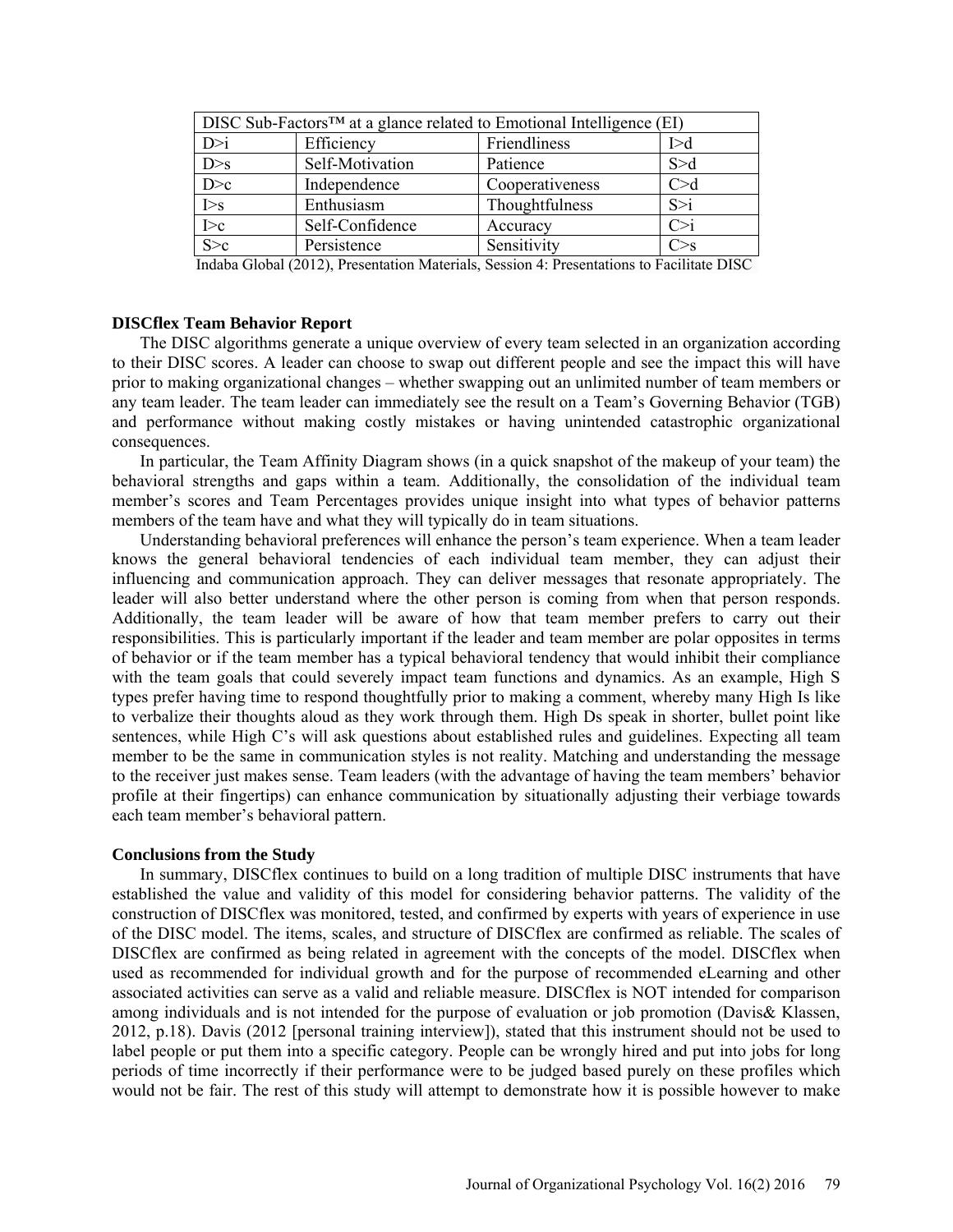| DISC Sub-Factors™ at a glance related to Emotional Intelligence (EI) | | | |
|---|---|---|---|
| D>i | Efficiency | Friendliness | I>d |
| D>s | Self-Motivation | Patience | S>d |
| D>c | Independence | Cooperativeness | C>d |
| I>s | Enthusiasm | Thoughtfulness | S>i |
| I>c | Self-Confidence | Accuracy | C>i |
| S>c | Persistence | Sensitivity | C>s |

Indaba Global (2012), Presentation Materials, Session 4: Presentations to Facilitate DISC

**DISCflex Team Behavior Report**

The DISC algorithms generate a unique overview of every team selected in an organization according to their DISC scores. A leader can choose to swap out different people and see the impact this will have prior to making organizational changes – whether swapping out an unlimited number of team members or any team leader. The team leader can immediately see the result on a Team's Governing Behavior (TGB) and performance without making costly mistakes or having unintended catastrophic organizational consequences.

In particular, the Team Affinity Diagram shows (in a quick snapshot of the makeup of your team) the behavioral strengths and gaps within a team. Additionally, the consolidation of the individual team member's scores and Team Percentages provides unique insight into what types of behavior patterns members of the team have and what they will typically do in team situations.

Understanding behavioral preferences will enhance the person's team experience. When a team leader knows the general behavioral tendencies of each individual team member, they can adjust their influencing and communication approach. They can deliver messages that resonate appropriately. The leader will also better understand where the other person is coming from when that person responds. Additionally, the team leader will be aware of how that team member prefers to carry out their responsibilities. This is particularly important if the leader and team member are polar opposites in terms of behavior or if the team member has a typical behavioral tendency that would inhibit their compliance with the team goals that could severely impact team functions and dynamics. As an example, High S types prefer having time to respond thoughtfully prior to making a comment, whereby many High Is like to verbalize their thoughts aloud as they work through them. High Ds speak in shorter, bullet point like sentences, while High C's will ask questions about established rules and guidelines. Expecting all team member to be the same in communication styles is not reality. Matching and understanding the message to the receiver just makes sense. Team leaders (with the advantage of having the team members' behavior profile at their fingertips) can enhance communication by situationally adjusting their verbiage towards each team member's behavioral pattern.

**Conclusions from the Study**

In summary, DISCflex continues to build on a long tradition of multiple DISC instruments that have established the value and validity of this model for considering behavior patterns. The validity of the construction of DISCflex was monitored, tested, and confirmed by experts with years of experience in use of the DISC model. The items, scales, and structure of DISCflex are confirmed as reliable. The scales of DISCflex are confirmed as being related in agreement with the concepts of the model. DISCflex when used as recommended for individual growth and for the purpose of recommended eLearning and other associated activities can serve as a valid and reliable measure. DISCflex is NOT intended for comparison among individuals and is not intended for the purpose of evaluation or job promotion (Davis& Klassen, 2012, p.18). Davis (2012 [personal training interview]), stated that this instrument should not be used to label people or put them into a specific category. People can be wrongly hired and put into jobs for long periods of time incorrectly if their performance were to be judged based purely on these profiles which would not be fair. The rest of this study will attempt to demonstrate how it is possible however to make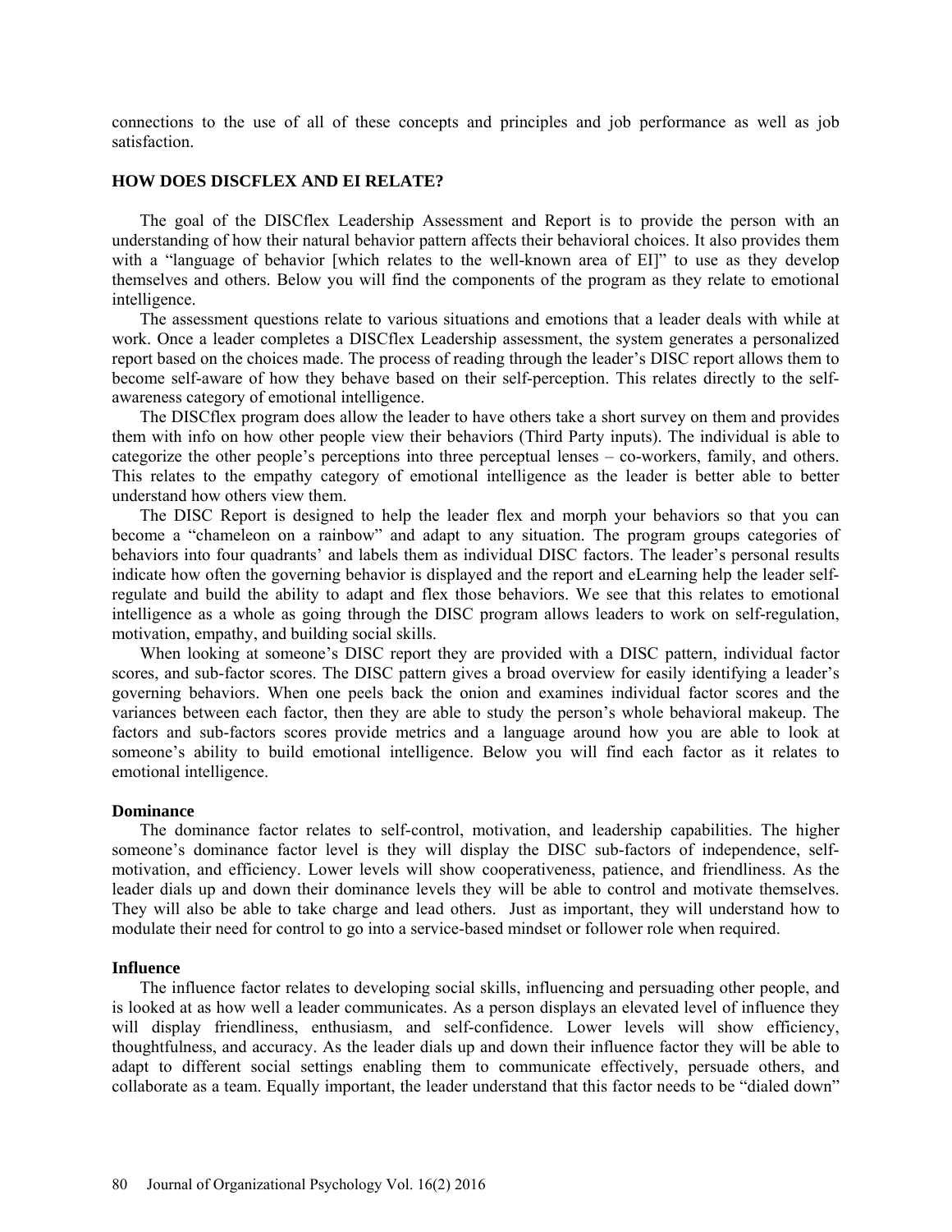connections to the use of all of these concepts and principles and job performance as well as job satisfaction.

## HOW DOES DISCFLEX AND EI RELATE?

The goal of the DISCflex Leadership Assessment and Report is to provide the person with an understanding of how their natural behavior pattern affects their behavioral choices. It also provides them with a "language of behavior [which relates to the well-known area of EI]" to use as they develop themselves and others. Below you will find the components of the program as they relate to emotional intelligence.

The assessment questions relate to various situations and emotions that a leader deals with while at work. Once a leader completes a DISCflex Leadership assessment, the system generates a personalized report based on the choices made. The process of reading through the leader's DISC report allows them to become self-aware of how they behave based on their self-perception. This relates directly to the self-awareness category of emotional intelligence.

The DISCflex program does allow the leader to have others take a short survey on them and provides them with info on how other people view their behaviors (Third Party inputs). The individual is able to categorize the other people's perceptions into three perceptual lenses – co-workers, family, and others. This relates to the empathy category of emotional intelligence as the leader is better able to better understand how others view them.

The DISC Report is designed to help the leader flex and morph your behaviors so that you can become a "chameleon on a rainbow" and adapt to any situation. The program groups categories of behaviors into four quadrants' and labels them as individual DISC factors. The leader's personal results indicate how often the governing behavior is displayed and the report and eLearning help the leader self-regulate and build the ability to adapt and flex those behaviors. We see that this relates to emotional intelligence as a whole as going through the DISC program allows leaders to work on self-regulation, motivation, empathy, and building social skills.

When looking at someone's DISC report they are provided with a DISC pattern, individual factor scores, and sub-factor scores. The DISC pattern gives a broad overview for easily identifying a leader's governing behaviors. When one peels back the onion and examines individual factor scores and the variances between each factor, then they are able to study the person's whole behavioral makeup. The factors and sub-factors scores provide metrics and a language around how you are able to look at someone's ability to build emotional intelligence. Below you will find each factor as it relates to emotional intelligence.

### Dominance

The dominance factor relates to self-control, motivation, and leadership capabilities. The higher someone's dominance factor level is they will display the DISC sub-factors of independence, self-motivation, and efficiency. Lower levels will show cooperativeness, patience, and friendliness. As the leader dials up and down their dominance levels they will be able to control and motivate themselves. They will also be able to take charge and lead others. Just as important, they will understand how to modulate their need for control to go into a service-based mindset or follower role when required.

### Influence

The influence factor relates to developing social skills, influencing and persuading other people, and is looked at as how well a leader communicates. As a person displays an elevated level of influence they will display friendliness, enthusiasm, and self-confidence. Lower levels will show efficiency, thoughtfulness, and accuracy. As the leader dials up and down their influence factor they will be able to adapt to different social settings enabling them to communicate effectively, persuade others, and collaborate as a team. Equally important, the leader understand that this factor needs to be "dialed down"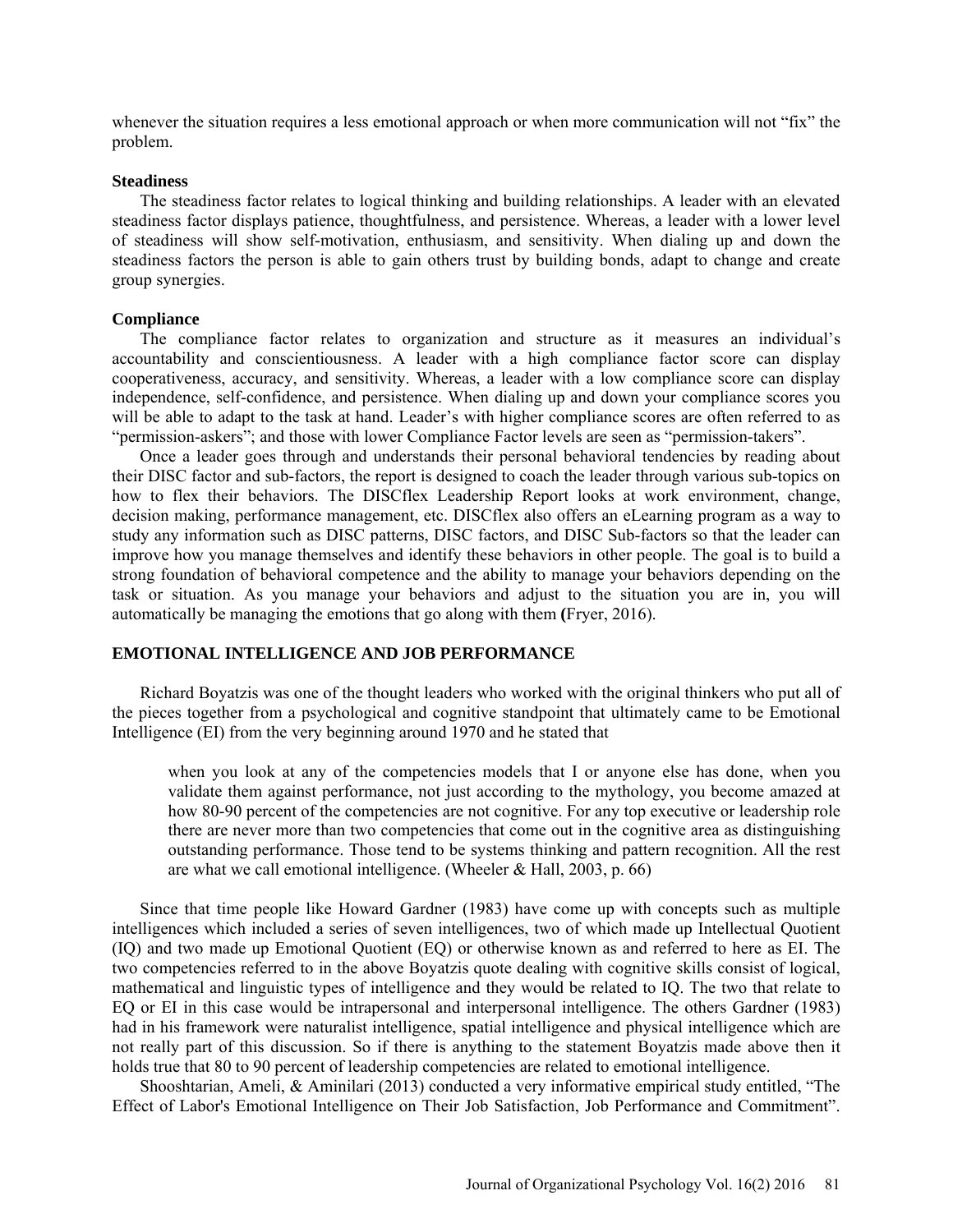whenever the situation requires a less emotional approach or when more communication will not "fix" the problem.

### Steadiness

The steadiness factor relates to logical thinking and building relationships. A leader with an elevated steadiness factor displays patience, thoughtfulness, and persistence. Whereas, a leader with a lower level of steadiness will show self-motivation, enthusiasm, and sensitivity. When dialing up and down the steadiness factors the person is able to gain others trust by building bonds, adapt to change and create group synergies.

### Compliance

The compliance factor relates to organization and structure as it measures an individual's accountability and conscientiousness. A leader with a high compliance factor score can display cooperativeness, accuracy, and sensitivity. Whereas, a leader with a low compliance score can display independence, self-confidence, and persistence. When dialing up and down your compliance scores you will be able to adapt to the task at hand. Leader's with higher compliance scores are often referred to as "permission-askers"; and those with lower Compliance Factor levels are seen as "permission-takers".

Once a leader goes through and understands their personal behavioral tendencies by reading about their DISC factor and sub-factors, the report is designed to coach the leader through various sub-topics on how to flex their behaviors. The DISCflex Leadership Report looks at work environment, change, decision making, performance management, etc. DISCflex also offers an eLearning program as a way to study any information such as DISC patterns, DISC factors, and DISC Sub-factors so that the leader can improve how you manage themselves and identify these behaviors in other people. The goal is to build a strong foundation of behavioral competence and the ability to manage your behaviors depending on the task or situation. As you manage your behaviors and adjust to the situation you are in, you will automatically be managing the emotions that go along with them **(**Fryer, 2016).

## EMOTIONAL INTELLIGENCE AND JOB PERFORMANCE

Richard Boyatzis was one of the thought leaders who worked with the original thinkers who put all of the pieces together from a psychological and cognitive standpoint that ultimately came to be Emotional Intelligence (EI) from the very beginning around 1970 and he stated that

> when you look at any of the competencies models that I or anyone else has done, when you validate them against performance, not just according to the mythology, you become amazed at how 80-90 percent of the competencies are not cognitive. For any top executive or leadership role there are never more than two competencies that come out in the cognitive area as distinguishing outstanding performance. Those tend to be systems thinking and pattern recognition. All the rest are what we call emotional intelligence. (Wheeler & Hall, 2003, p. 66)

Since that time people like Howard Gardner (1983) have come up with concepts such as multiple intelligences which included a series of seven intelligences, two of which made up Intellectual Quotient (IQ) and two made up Emotional Quotient (EQ) or otherwise known as and referred to here as EI. The two competencies referred to in the above Boyatzis quote dealing with cognitive skills consist of logical, mathematical and linguistic types of intelligence and they would be related to IQ. The two that relate to EQ or EI in this case would be intrapersonal and interpersonal intelligence. The others Gardner (1983) had in his framework were naturalist intelligence, spatial intelligence and physical intelligence which are not really part of this discussion. So if there is anything to the statement Boyatzis made above then it holds true that 80 to 90 percent of leadership competencies are related to emotional intelligence.

Shooshtarian, Ameli, & Aminilari (2013) conducted a very informative empirical study entitled, "The Effect of Labor's Emotional Intelligence on Their Job Satisfaction, Job Performance and Commitment".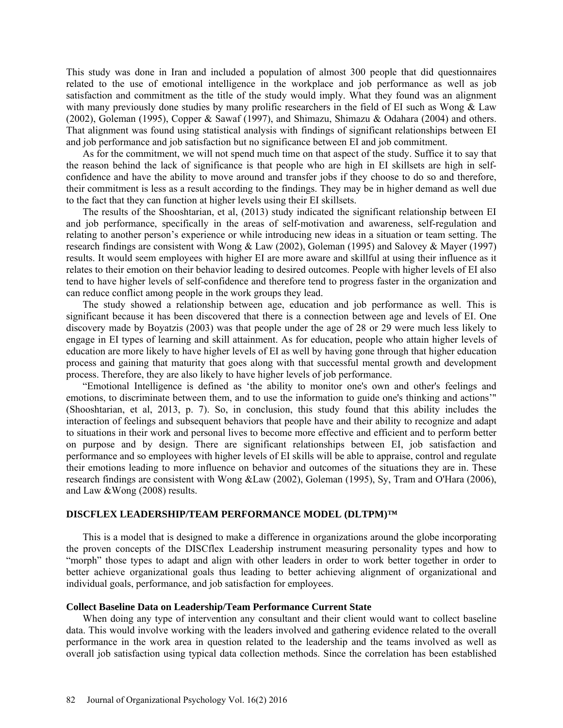This study was done in Iran and included a population of almost 300 people that did questionnaires related to the use of emotional intelligence in the workplace and job performance as well as job satisfaction and commitment as the title of the study would imply. What they found was an alignment with many previously done studies by many prolific researchers in the field of EI such as Wong & Law (2002), Goleman (1995), Copper & Sawaf (1997), and Shimazu, Shimazu & Odahara (2004) and others. That alignment was found using statistical analysis with findings of significant relationships between EI and job performance and job satisfaction but no significance between EI and job commitment.

As for the commitment, we will not spend much time on that aspect of the study. Suffice it to say that the reason behind the lack of significance is that people who are high in EI skillsets are high in self-confidence and have the ability to move around and transfer jobs if they choose to do so and therefore, their commitment is less as a result according to the findings. They may be in higher demand as well due to the fact that they can function at higher levels using their EI skillsets.

The results of the Shooshtarian, et al, (2013) study indicated the significant relationship between EI and job performance, specifically in the areas of self-motivation and awareness, self-regulation and relating to another person's experience or while introducing new ideas in a situation or team setting. The research findings are consistent with Wong & Law (2002), Goleman (1995) and Salovey & Mayer (1997) results. It would seem employees with higher EI are more aware and skillful at using their influence as it relates to their emotion on their behavior leading to desired outcomes. People with higher levels of EI also tend to have higher levels of self-confidence and therefore tend to progress faster in the organization and can reduce conflict among people in the work groups they lead.

The study showed a relationship between age, education and job performance as well. This is significant because it has been discovered that there is a connection between age and levels of EI. One discovery made by Boyatzis (2003) was that people under the age of 28 or 29 were much less likely to engage in EI types of learning and skill attainment. As for education, people who attain higher levels of education are more likely to have higher levels of EI as well by having gone through that higher education process and gaining that maturity that goes along with that successful mental growth and development process. Therefore, they are also likely to have higher levels of job performance.

"Emotional Intelligence is defined as 'the ability to monitor one's own and other's feelings and emotions, to discriminate between them, and to use the information to guide one's thinking and actions'" (Shooshtarian, et al, 2013, p. 7). So, in conclusion, this study found that this ability includes the interaction of feelings and subsequent behaviors that people have and their ability to recognize and adapt to situations in their work and personal lives to become more effective and efficient and to perform better on purpose and by design. There are significant relationships between EI, job satisfaction and performance and so employees with higher levels of EI skills will be able to appraise, control and regulate their emotions leading to more influence on behavior and outcomes of the situations they are in. These research findings are consistent with Wong &Law (2002), Goleman (1995), Sy, Tram and O'Hara (2006), and Law &Wong (2008) results.

## DISCFLEX LEADERSHIP/TEAM PERFORMANCE MODEL (DLTPM)™

This is a model that is designed to make a difference in organizations around the globe incorporating the proven concepts of the DISCflex Leadership instrument measuring personality types and how to "morph" those types to adapt and align with other leaders in order to work better together in order to better achieve organizational goals thus leading to better achieving alignment of organizational and individual goals, performance, and job satisfaction for employees.

### Collect Baseline Data on Leadership/Team Performance Current State

When doing any type of intervention any consultant and their client would want to collect baseline data. This would involve working with the leaders involved and gathering evidence related to the overall performance in the work area in question related to the leadership and the teams involved as well as overall job satisfaction using typical data collection methods. Since the correlation has been established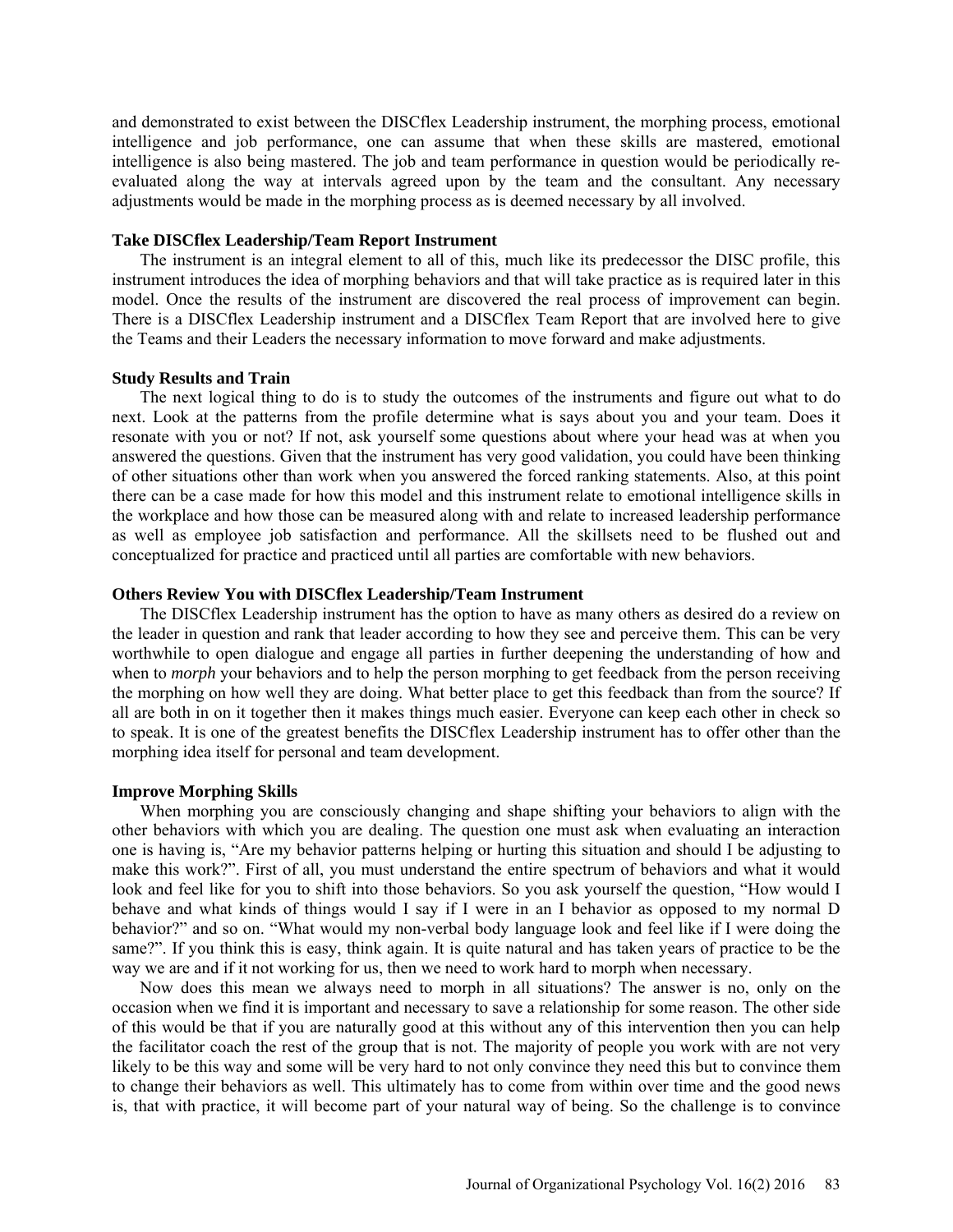and demonstrated to exist between the DISCflex Leadership instrument, the morphing process, emotional intelligence and job performance, one can assume that when these skills are mastered, emotional intelligence is also being mastered. The job and team performance in question would be periodically re-evaluated along the way at intervals agreed upon by the team and the consultant. Any necessary adjustments would be made in the morphing process as is deemed necessary by all involved.

**Take DISCflex Leadership/Team Report Instrument**

The instrument is an integral element to all of this, much like its predecessor the DISC profile, this instrument introduces the idea of morphing behaviors and that will take practice as is required later in this model. Once the results of the instrument are discovered the real process of improvement can begin. There is a DISCflex Leadership instrument and a DISCflex Team Report that are involved here to give the Teams and their Leaders the necessary information to move forward and make adjustments.

**Study Results and Train**

The next logical thing to do is to study the outcomes of the instruments and figure out what to do next. Look at the patterns from the profile determine what is says about you and your team. Does it resonate with you or not? If not, ask yourself some questions about where your head was at when you answered the questions. Given that the instrument has very good validation, you could have been thinking of other situations other than work when you answered the forced ranking statements. Also, at this point there can be a case made for how this model and this instrument relate to emotional intelligence skills in the workplace and how those can be measured along with and relate to increased leadership performance as well as employee job satisfaction and performance. All the skillsets need to be flushed out and conceptualized for practice and practiced until all parties are comfortable with new behaviors.

**Others Review You with DISCflex Leadership/Team Instrument**

The DISCflex Leadership instrument has the option to have as many others as desired do a review on the leader in question and rank that leader according to how they see and perceive them. This can be very worthwhile to open dialogue and engage all parties in further deepening the understanding of how and when to *morph* your behaviors and to help the person morphing to get feedback from the person receiving the morphing on how well they are doing. What better place to get this feedback than from the source? If all are both in on it together then it makes things much easier. Everyone can keep each other in check so to speak. It is one of the greatest benefits the DISCflex Leadership instrument has to offer other than the morphing idea itself for personal and team development.

**Improve Morphing Skills**

When morphing you are consciously changing and shape shifting your behaviors to align with the other behaviors with which you are dealing. The question one must ask when evaluating an interaction one is having is, "Are my behavior patterns helping or hurting this situation and should I be adjusting to make this work?". First of all, you must understand the entire spectrum of behaviors and what it would look and feel like for you to shift into those behaviors. So you ask yourself the question, "How would I behave and what kinds of things would I say if I were in an I behavior as opposed to my normal D behavior?" and so on. "What would my non-verbal body language look and feel like if I were doing the same?". If you think this is easy, think again. It is quite natural and has taken years of practice to be the way we are and if it not working for us, then we need to work hard to morph when necessary.

Now does this mean we always need to morph in all situations? The answer is no, only on the occasion when we find it is important and necessary to save a relationship for some reason. The other side of this would be that if you are naturally good at this without any of this intervention then you can help the facilitator coach the rest of the group that is not. The majority of people you work with are not very likely to be this way and some will be very hard to not only convince they need this but to convince them to change their behaviors as well. This ultimately has to come from within over time and the good news is, that with practice, it will become part of your natural way of being. So the challenge is to convince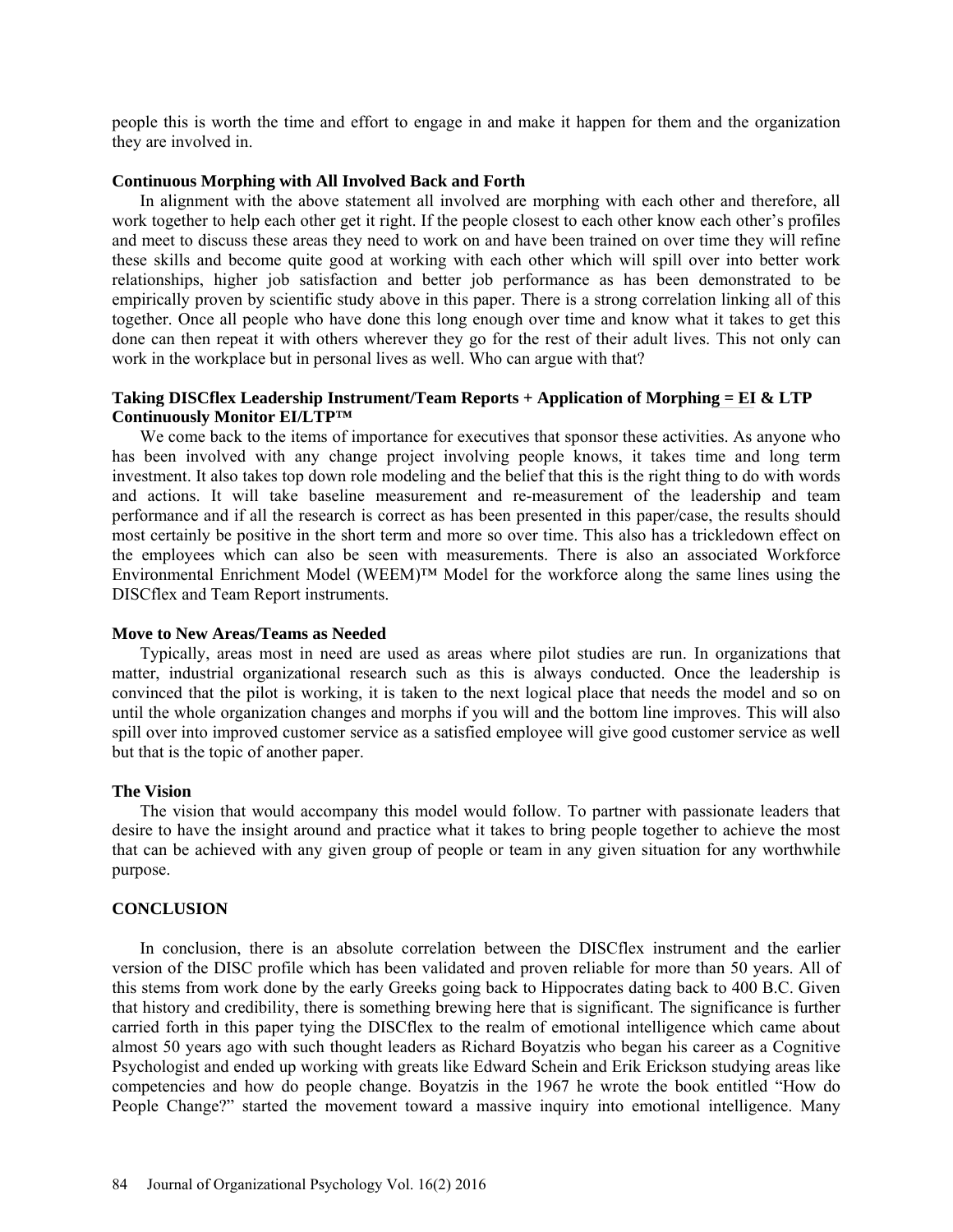people this is worth the time and effort to engage in and make it happen for them and the organization they are involved in.

### Continuous Morphing with All Involved Back and Forth

In alignment with the above statement all involved are morphing with each other and therefore, all work together to help each other get it right. If the people closest to each other know each other's profiles and meet to discuss these areas they need to work on and have been trained on over time they will refine these skills and become quite good at working with each other which will spill over into better work relationships, higher job satisfaction and better job performance as has been demonstrated to be empirically proven by scientific study above in this paper. There is a strong correlation linking all of this together. Once all people who have done this long enough over time and know what it takes to get this done can then repeat it with others wherever they go for the rest of their adult lives. This not only can work in the workplace but in personal lives as well. Who can argue with that?

### Taking DISCflex Leadership Instrument/Team Reports + Application of Morphing = EI & LTP Continuously Monitor EI/LTP™

We come back to the items of importance for executives that sponsor these activities. As anyone who has been involved with any change project involving people knows, it takes time and long term investment. It also takes top down role modeling and the belief that this is the right thing to do with words and actions. It will take baseline measurement and re-measurement of the leadership and team performance and if all the research is correct as has been presented in this paper/case, the results should most certainly be positive in the short term and more so over time. This also has a trickledown effect on the employees which can also be seen with measurements. There is also an associated Workforce Environmental Enrichment Model (WEEM)™ Model for the workforce along the same lines using the DISCflex and Team Report instruments.

### Move to New Areas/Teams as Needed

Typically, areas most in need are used as areas where pilot studies are run. In organizations that matter, industrial organizational research such as this is always conducted. Once the leadership is convinced that the pilot is working, it is taken to the next logical place that needs the model and so on until the whole organization changes and morphs if you will and the bottom line improves. This will also spill over into improved customer service as a satisfied employee will give good customer service as well but that is the topic of another paper.

### The Vision

The vision that would accompany this model would follow. To partner with passionate leaders that desire to have the insight around and practice what it takes to bring people together to achieve the most that can be achieved with any given group of people or team in any given situation for any worthwhile purpose.

## CONCLUSION

In conclusion, there is an absolute correlation between the DISCflex instrument and the earlier version of the DISC profile which has been validated and proven reliable for more than 50 years. All of this stems from work done by the early Greeks going back to Hippocrates dating back to 400 B.C. Given that history and credibility, there is something brewing here that is significant. The significance is further carried forth in this paper tying the DISCflex to the realm of emotional intelligence which came about almost 50 years ago with such thought leaders as Richard Boyatzis who began his career as a Cognitive Psychologist and ended up working with greats like Edward Schein and Erik Erickson studying areas like competencies and how do people change. Boyatzis in the 1967 he wrote the book entitled "How do People Change?" started the movement toward a massive inquiry into emotional intelligence. Many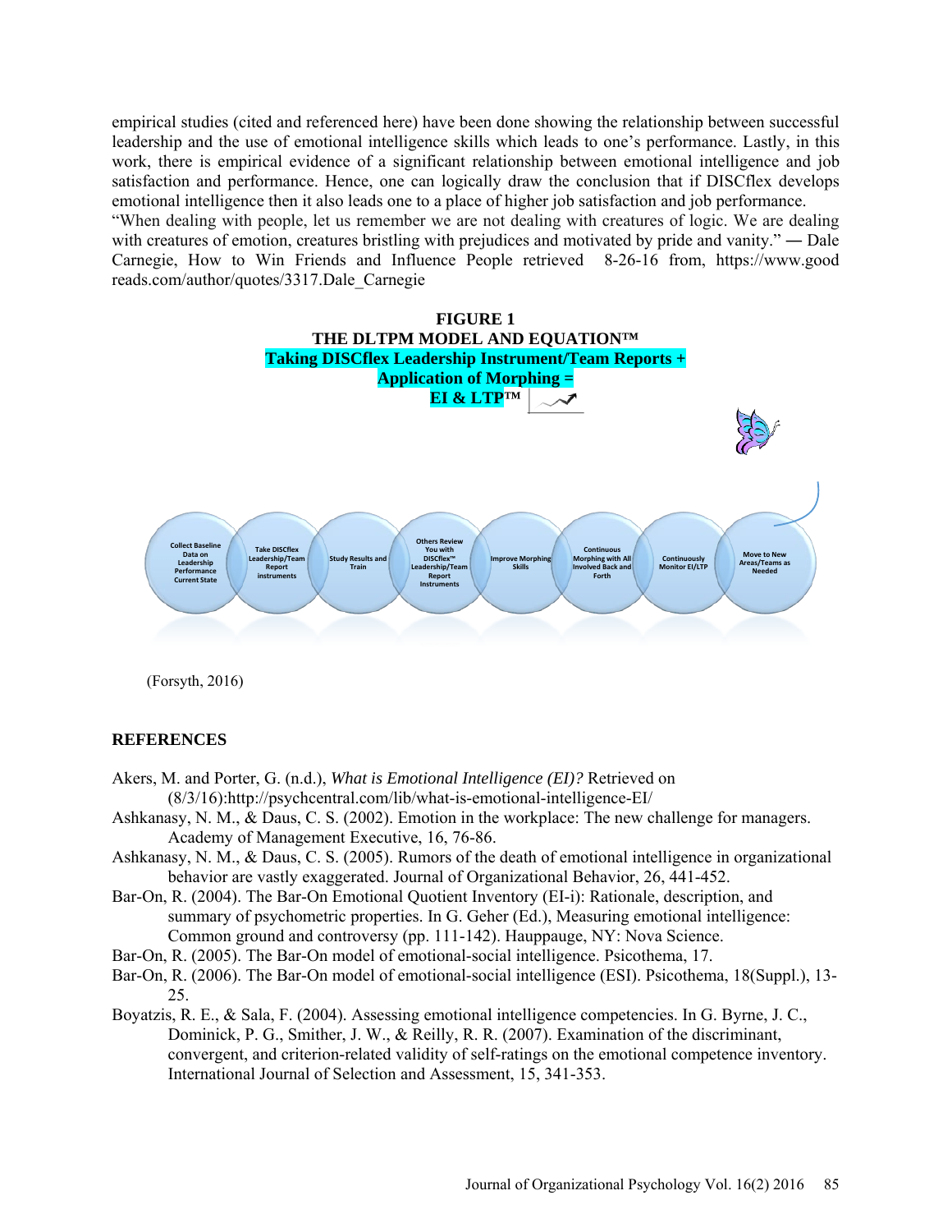empirical studies (cited and referenced here) have been done showing the relationship between successful leadership and the use of emotional intelligence skills which leads to one's performance. Lastly, in this work, there is empirical evidence of a significant relationship between emotional intelligence and job satisfaction and performance. Hence, one can logically draw the conclusion that if DISCflex develops emotional intelligence then it also leads one to a place of higher job satisfaction and job performance.

"When dealing with people, let us remember we are not dealing with creatures of logic. We are dealing with creatures of emotion, creatures bristling with prejudices and motivated by pride and vanity." ― Dale Carnegie, How to Win Friends and Influence People retrieved 8-26-16 from, https://www.goodreads.com/author/quotes/3317.Dale_Carnegie

**FIGURE 1**
**THE DLTPM MODEL AND EQUATION™**
**Taking DISCflex Leadership Instrument/Team Reports + Application of Morphing = EI & LTP™**

Collect Baseline Data on Leadership Performance Current State → Take DISCflex Leadership/Team Report instruments → Study Results and Train → Others Review You with DISCflex™ Leadership/Team Report Instruments → Improve Morphing Skills → Continuous Morphing with All Involved Back and Forth → Continuously Monitor EI/LTP → Move to New Areas/Teams as Needed

(Forsyth, 2016)

## REFERENCES

Akers, M. and Porter, G. (n.d.), *What is Emotional Intelligence (EI)?* Retrieved on (8/3/16):http://psychcentral.com/lib/what-is-emotional-intelligence-EI/

Ashkanasy, N. M., & Daus, C. S. (2002). Emotion in the workplace: The new challenge for managers. Academy of Management Executive, 16, 76-86.

Ashkanasy, N. M., & Daus, C. S. (2005). Rumors of the death of emotional intelligence in organizational behavior are vastly exaggerated. Journal of Organizational Behavior, 26, 441-452.

Bar-On, R. (2004). The Bar-On Emotional Quotient Inventory (EI-i): Rationale, description, and summary of psychometric properties. In G. Geher (Ed.), Measuring emotional intelligence: Common ground and controversy (pp. 111-142). Hauppauge, NY: Nova Science.

Bar-On, R. (2005). The Bar-On model of emotional-social intelligence. Psicothema, 17.

Bar-On, R. (2006). The Bar-On model of emotional-social intelligence (ESI). Psicothema, 18(Suppl.), 13-25.

Boyatzis, R. E., & Sala, F. (2004). Assessing emotional intelligence competencies. In G. Byrne, J. C., Dominick, P. G., Smither, J. W., & Reilly, R. R. (2007). Examination of the discriminant, convergent, and criterion-related validity of self-ratings on the emotional competence inventory. International Journal of Selection and Assessment, 15, 341-353.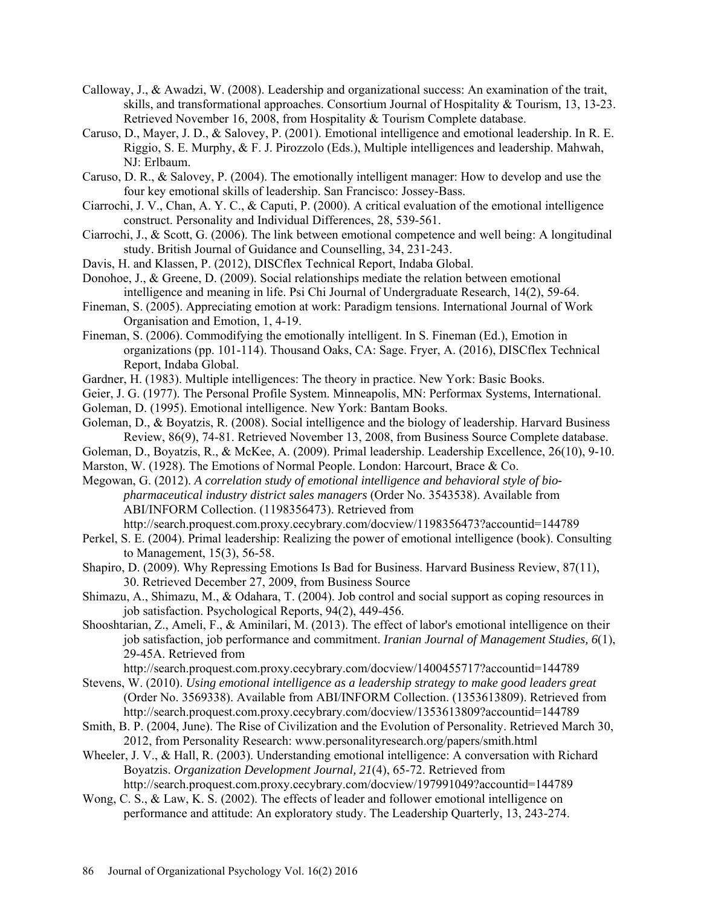Calloway, J., & Awadzi, W. (2008). Leadership and organizational success: An examination of the trait, skills, and transformational approaches. Consortium Journal of Hospitality & Tourism, 13, 13-23. Retrieved November 16, 2008, from Hospitality & Tourism Complete database.

Caruso, D., Mayer, J. D., & Salovey, P. (2001). Emotional intelligence and emotional leadership. In R. E. Riggio, S. E. Murphy, & F. J. Pirozzolo (Eds.), Multiple intelligences and leadership. Mahwah, NJ: Erlbaum.

Caruso, D. R., & Salovey, P. (2004). The emotionally intelligent manager: How to develop and use the four key emotional skills of leadership. San Francisco: Jossey-Bass.

Ciarrochi, J. V., Chan, A. Y. C., & Caputi, P. (2000). A critical evaluation of the emotional intelligence construct. Personality and Individual Differences, 28, 539-561.

Ciarrochi, J., & Scott, G. (2006). The link between emotional competence and well being: A longitudinal study. British Journal of Guidance and Counselling, 34, 231-243.

Davis, H. and Klassen, P. (2012), DISCflex Technical Report, Indaba Global.

Donohoe, J., & Greene, D. (2009). Social relationships mediate the relation between emotional intelligence and meaning in life. Psi Chi Journal of Undergraduate Research, 14(2), 59-64.

Fineman, S. (2005). Appreciating emotion at work: Paradigm tensions. International Journal of Work Organisation and Emotion, 1, 4-19.

Fineman, S. (2006). Commodifying the emotionally intelligent. In S. Fineman (Ed.), Emotion in organizations (pp. 101-114). Thousand Oaks, CA: Sage. Fryer, A. (2016), DISCflex Technical Report, Indaba Global.

Gardner, H. (1983). Multiple intelligences: The theory in practice. New York: Basic Books.

Geier, J. G. (1977). The Personal Profile System. Minneapolis, MN: Performax Systems, International.

Goleman, D. (1995). Emotional intelligence. New York: Bantam Books.

Goleman, D., & Boyatzis, R. (2008). Social intelligence and the biology of leadership. Harvard Business Review, 86(9), 74-81. Retrieved November 13, 2008, from Business Source Complete database.

Goleman, D., Boyatzis, R., & McKee, A. (2009). Primal leadership. Leadership Excellence, 26(10), 9-10.

Marston, W. (1928). The Emotions of Normal People. London: Harcourt, Brace & Co.

Megowan, G. (2012). *A correlation study of emotional intelligence and behavioral style of bio-pharmaceutical industry district sales managers* (Order No. 3543538). Available from ABI/INFORM Collection. (1198356473). Retrieved from http://search.proquest.com.proxy.cecybrary.com/docview/1198356473?accountid=144789

Perkel, S. E. (2004). Primal leadership: Realizing the power of emotional intelligence (book). Consulting to Management, 15(3), 56-58.

Shapiro, D. (2009). Why Repressing Emotions Is Bad for Business. Harvard Business Review, 87(11), 30. Retrieved December 27, 2009, from Business Source

Shimazu, A., Shimazu, M., & Odahara, T. (2004). Job control and social support as coping resources in job satisfaction. Psychological Reports, 94(2), 449-456.

Shooshtarian, Z., Ameli, F., & Aminilari, M. (2013). The effect of labor's emotional intelligence on their job satisfaction, job performance and commitment. *Iranian Journal of Management Studies, 6*(1), 29-45A. Retrieved from http://search.proquest.com.proxy.cecybrary.com/docview/1400455717?accountid=144789

Stevens, W. (2010). *Using emotional intelligence as a leadership strategy to make good leaders great* (Order No. 3569338). Available from ABI/INFORM Collection. (1353613809). Retrieved from http://search.proquest.com.proxy.cecybrary.com/docview/1353613809?accountid=144789

Smith, B. P. (2004, June). The Rise of Civilization and the Evolution of Personality. Retrieved March 30, 2012, from Personality Research: www.personalityresearch.org/papers/smith.html

Wheeler, J. V., & Hall, R. (2003). Understanding emotional intelligence: A conversation with Richard Boyatzis. *Organization Development Journal, 21*(4), 65-72. Retrieved from http://search.proquest.com.proxy.cecybrary.com/docview/197991049?accountid=144789

Wong, C. S., & Law, K. S. (2002). The effects of leader and follower emotional intelligence on performance and attitude: An exploratory study. The Leadership Quarterly, 13, 243-274.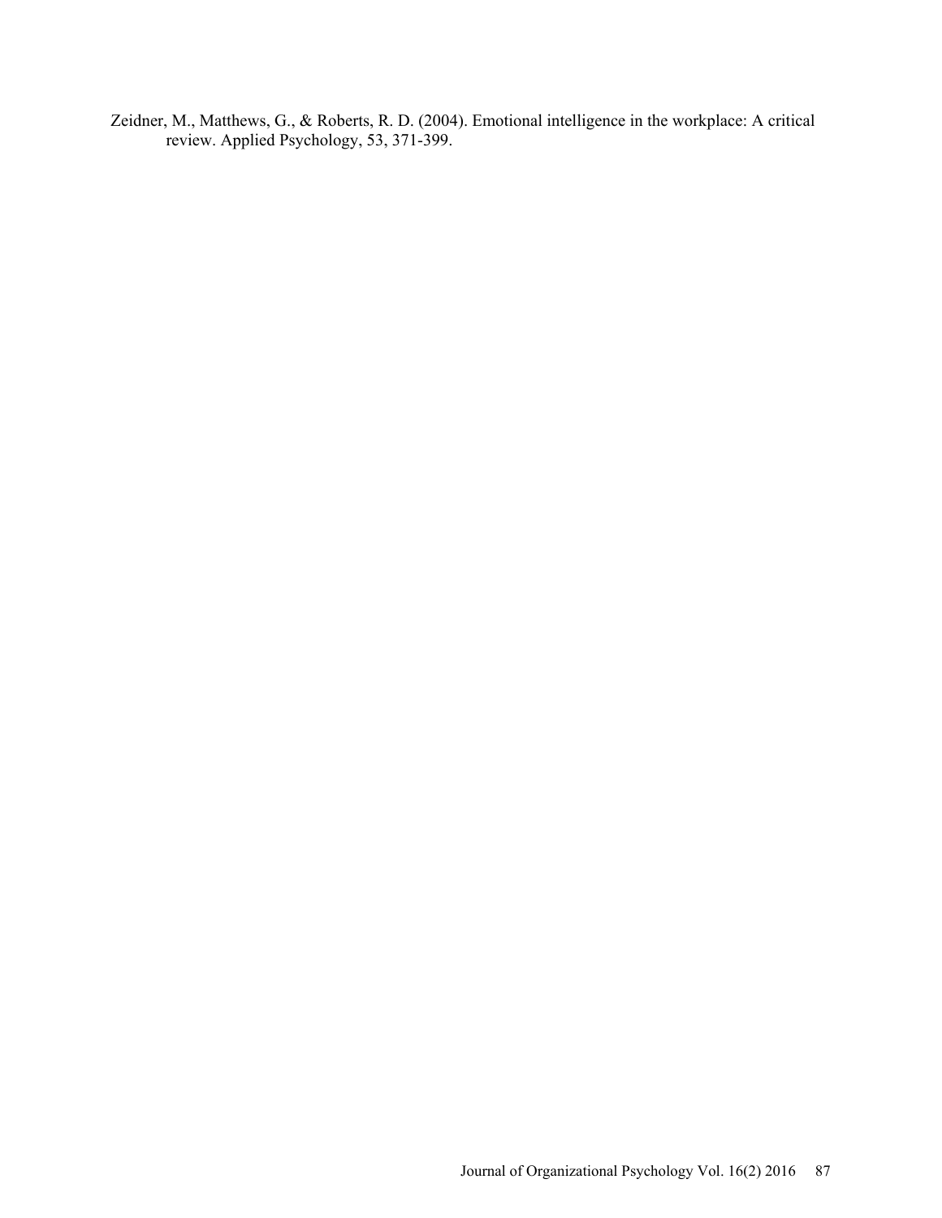Zeidner, M., Matthews, G., & Roberts, R. D. (2004). Emotional intelligence in the workplace: A critical review. Applied Psychology, 53, 371-399.